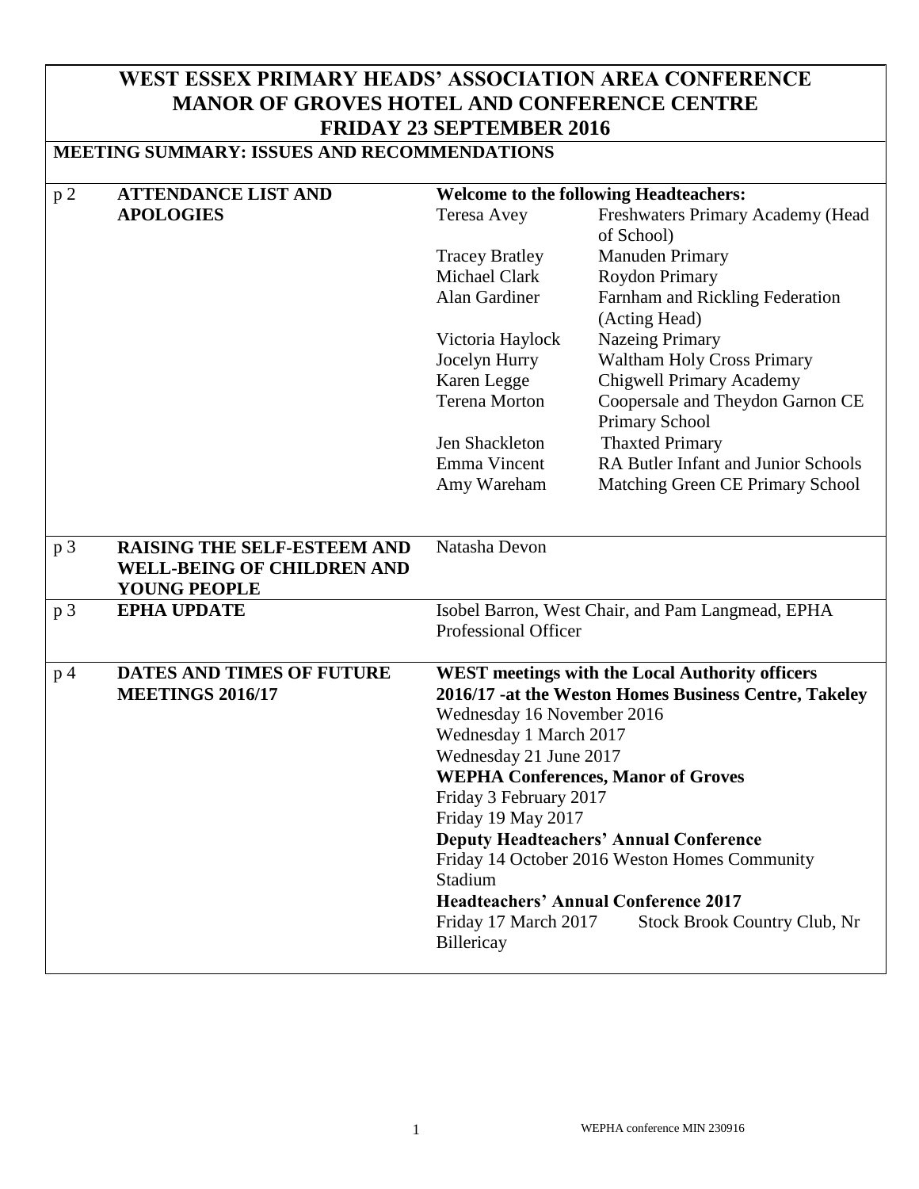# WEST ESSEX PRIMARY HEADS' ASSOCIATION AREA CONFERENCE
# MANOR OF GROVES HOTEL AND CONFERENCE CENTRE
# FRIDAY 23 SEPTEMBER 2016

## MEETING SUMMARY: ISSUES AND RECOMMENDATIONS

| Page | Item | Details |
|---|---|---|
| p 2 | **ATTENDANCE LIST AND APOLOGIES** | **Welcome to the following Headteachers:**<br>Teresa Avey – Freshwaters Primary Academy (Head of School)<br>Tracey Bratley – Manuden Primary<br>Michael Clark – Roydon Primary<br>Alan Gardiner – Farnham and Rickling Federation (Acting Head)<br>Victoria Haylock – Nazeing Primary<br>Jocelyn Hurry – Waltham Holy Cross Primary<br>Karen Legge – Chigwell Primary Academy<br>Terena Morton – Coopersale and Theydon Garnon CE Primary School<br>Jen Shackleton – Thaxted Primary<br>Emma Vincent – RA Butler Infant and Junior Schools<br>Amy Wareham – Matching Green CE Primary School |
| p 3 | **RAISING THE SELF-ESTEEM AND WELL-BEING OF CHILDREN AND YOUNG PEOPLE** | Natasha Devon |
| p 3 | **EPHA UPDATE** | Isobel Barron, West Chair, and Pam Langmead, EPHA Professional Officer |
| p 4 | **DATES AND TIMES OF FUTURE MEETINGS 2016/17** | **WEST meetings with the Local Authority officers 2016/17 -at the Weston Homes Business Centre, Takeley**<br>Wednesday 16 November 2016<br>Wednesday 1 March 2017<br>Wednesday 21 June 2017<br>**WEPHA Conferences, Manor of Groves**<br>Friday 3 February 2017<br>Friday 19 May 2017<br>**Deputy Headteachers' Annual Conference**<br>Friday 14 October 2016 Weston Homes Community Stadium<br>**Headteachers' Annual Conference 2017**<br>Friday 17 March 2017 Stock Brook Country Club, Nr Billericay |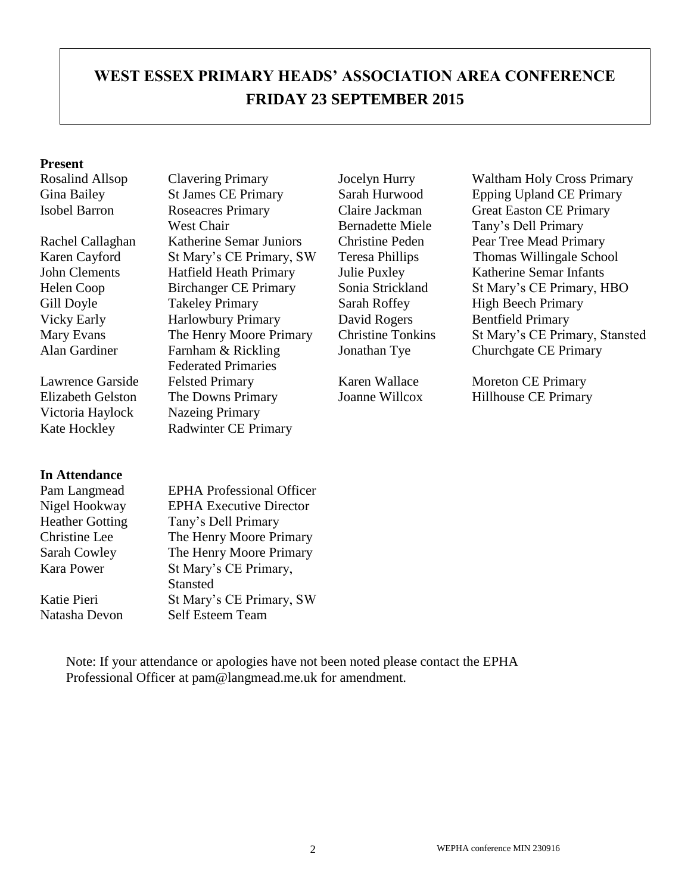# WEST ESSEX PRIMARY HEADS' ASSOCIATION AREA CONFERENCE
## FRIDAY 23 SEPTEMBER 2015

**Present**

| | | | |
|---|---|---|---|
| Rosalind Allsop | Clavering Primary | Jocelyn Hurry | Waltham Holy Cross Primary |
| Gina Bailey | St James CE Primary | Sarah Hurwood | Epping Upland CE Primary |
| Isobel Barron | Roseacres Primary<br>West Chair | Claire Jackman | Great Easton CE Primary |
| | | Bernadette Miele | Tany's Dell Primary |
| Rachel Callaghan | Katherine Semar Juniors | Christine Peden | Pear Tree Mead Primary |
| Karen Cayford | St Mary's CE Primary, SW | Teresa Phillips | Thomas Willingale School |
| John Clements | Hatfield Heath Primary | Julie Puxley | Katherine Semar Infants |
| Helen Coop | Birchanger CE Primary | Sonia Strickland | St Mary's CE Primary, HBO |
| Gill Doyle | Takeley Primary | Sarah Roffey | High Beech Primary |
| Vicky Early | Harlowbury Primary | David Rogers | Bentfield Primary |
| Mary Evans | The Henry Moore Primary | Christine Tonkins | St Mary's CE Primary, Stansted |
| Alan Gardiner | Farnham & Rickling Federated Primaries | Jonathan Tye | Churchgate CE Primary |
| Lawrence Garside | Felsted Primary | Karen Wallace | Moreton CE Primary |
| Elizabeth Gelston | The Downs Primary | Joanne Willcox | Hillhouse CE Primary |
| Victoria Haylock | Nazeing Primary | | |
| Kate Hockley | Radwinter CE Primary | | |

**In Attendance**

| | |
|---|---|
| Pam Langmead | EPHA Professional Officer |
| Nigel Hookway | EPHA Executive Director |
| Heather Gotting | Tany's Dell Primary |
| Christine Lee | The Henry Moore Primary |
| Sarah Cowley | The Henry Moore Primary |
| Kara Power | St Mary's CE Primary, Stansted |
| Katie Pieri | St Mary's CE Primary, SW |
| Natasha Devon | Self Esteem Team |

Note: If your attendance or apologies have not been noted please contact the EPHA Professional Officer at pam@langmead.me.uk for amendment.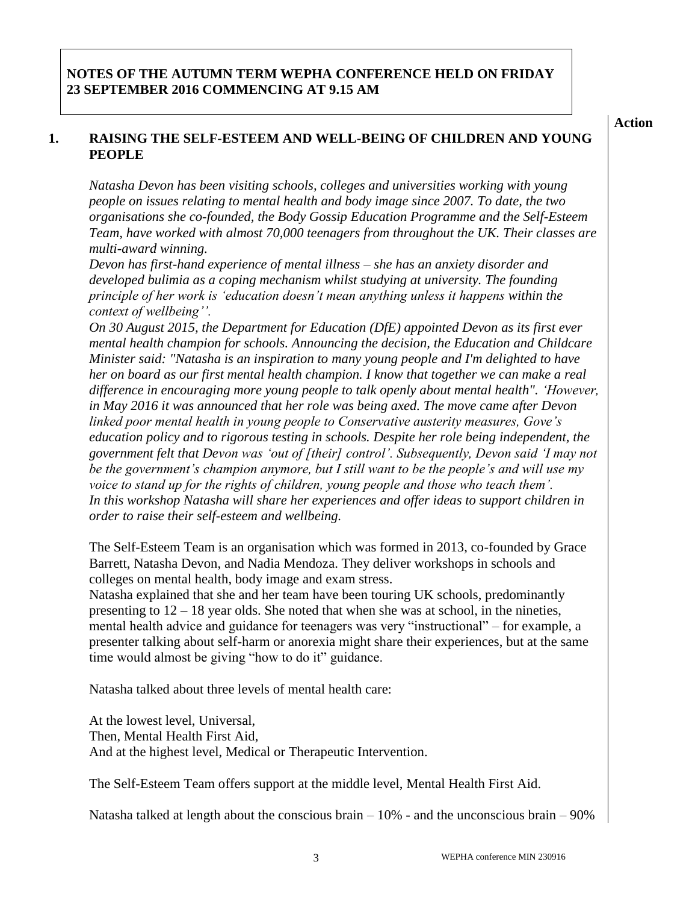**NOTES OF THE AUTUMN TERM WEPHA CONFERENCE HELD ON FRIDAY 23 SEPTEMBER 2016 COMMENCING AT 9.15 AM**

**Action**

## 1. RAISING THE SELF-ESTEEM AND WELL-BEING OF CHILDREN AND YOUNG PEOPLE

*Natasha Devon has been visiting schools, colleges and universities working with young people on issues relating to mental health and body image since 2007. To date, the two organisations she co-founded, the Body Gossip Education Programme and the Self-Esteem Team, have worked with almost 70,000 teenagers from throughout the UK. Their classes are multi-award winning.*

*Devon has first-hand experience of mental illness – she has an anxiety disorder and developed bulimia as a coping mechanism whilst studying at university. The founding principle of her work is 'education doesn't mean anything unless it happens within the context of wellbeing''.*

*On 30 August 2015, the Department for Education (DfE) appointed Devon as its first ever mental health champion for schools. Announcing the decision, the Education and Childcare Minister said: "Natasha is an inspiration to many young people and I'm delighted to have her on board as our first mental health champion. I know that together we can make a real difference in encouraging more young people to talk openly about mental health". 'However, in May 2016 it was announced that her role was being axed. The move came after Devon linked poor mental health in young people to Conservative austerity measures, Gove's education policy and to rigorous testing in schools. Despite her role being independent, the government felt that Devon was 'out of [their] control'. Subsequently, Devon said 'I may not be the government's champion anymore, but I still want to be the people's and will use my voice to stand up for the rights of children, young people and those who teach them'.*

*In this workshop Natasha will share her experiences and offer ideas to support children in order to raise their self-esteem and wellbeing.*

The Self-Esteem Team is an organisation which was formed in 2013, co-founded by Grace Barrett, Natasha Devon, and Nadia Mendoza. They deliver workshops in schools and colleges on mental health, body image and exam stress.

Natasha explained that she and her team have been touring UK schools, predominantly presenting to 12 – 18 year olds. She noted that when she was at school, in the nineties, mental health advice and guidance for teenagers was very "instructional" – for example, a presenter talking about self-harm or anorexia might share their experiences, but at the same time would almost be giving "how to do it" guidance.

Natasha talked about three levels of mental health care:

At the lowest level, Universal,
Then, Mental Health First Aid,
And at the highest level, Medical or Therapeutic Intervention.

The Self-Esteem Team offers support at the middle level, Mental Health First Aid.

Natasha talked at length about the conscious brain – 10% - and the unconscious brain – 90%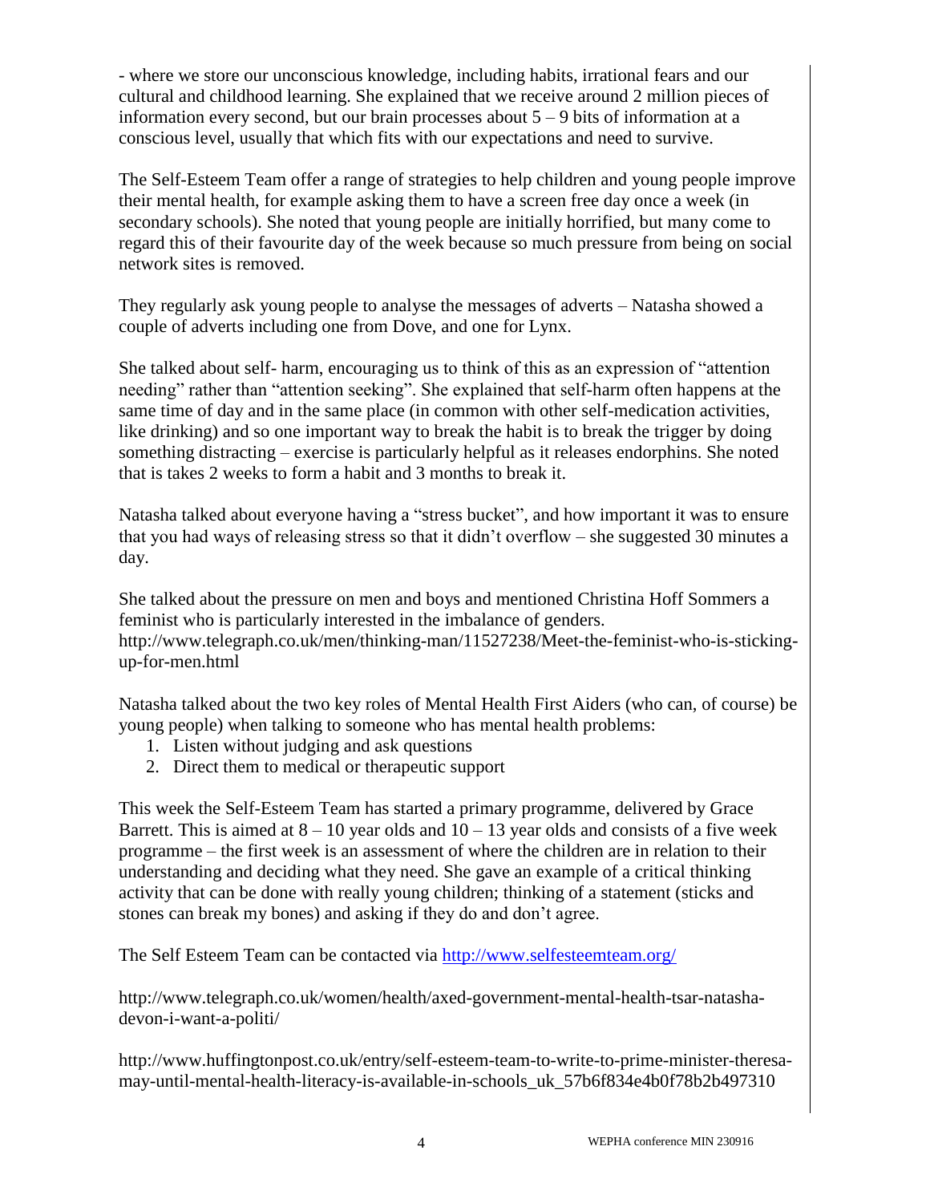- where we store our unconscious knowledge, including habits, irrational fears and our cultural and childhood learning. She explained that we receive around 2 million pieces of information every second, but our brain processes about 5 – 9 bits of information at a conscious level, usually that which fits with our expectations and need to survive.

The Self-Esteem Team offer a range of strategies to help children and young people improve their mental health, for example asking them to have a screen free day once a week (in secondary schools). She noted that young people are initially horrified, but many come to regard this of their favourite day of the week because so much pressure from being on social network sites is removed.

They regularly ask young people to analyse the messages of adverts – Natasha showed a couple of adverts including one from Dove, and one for Lynx.

She talked about self- harm, encouraging us to think of this as an expression of "attention needing" rather than "attention seeking". She explained that self-harm often happens at the same time of day and in the same place (in common with other self-medication activities, like drinking) and so one important way to break the habit is to break the trigger by doing something distracting – exercise is particularly helpful as it releases endorphins. She noted that is takes 2 weeks to form a habit and 3 months to break it.

Natasha talked about everyone having a "stress bucket", and how important it was to ensure that you had ways of releasing stress so that it didn't overflow – she suggested 30 minutes a day.

She talked about the pressure on men and boys and mentioned Christina Hoff Sommers a feminist who is particularly interested in the imbalance of genders.
http://www.telegraph.co.uk/men/thinking-man/11527238/Meet-the-feminist-who-is-sticking-up-for-men.html

Natasha talked about the two key roles of Mental Health First Aiders (who can, of course) be young people) when talking to someone who has mental health problems:

1. Listen without judging and ask questions
2. Direct them to medical or therapeutic support

This week the Self-Esteem Team has started a primary programme, delivered by Grace Barrett. This is aimed at 8 – 10 year olds and 10 – 13 year olds and consists of a five week programme – the first week is an assessment of where the children are in relation to their understanding and deciding what they need. She gave an example of a critical thinking activity that can be done with really young children; thinking of a statement (sticks and stones can break my bones) and asking if they do and don't agree.

The Self Esteem Team can be contacted via http://www.selfesteemteam.org/

http://www.telegraph.co.uk/women/health/axed-government-mental-health-tsar-natasha-devon-i-want-a-politi/

http://www.huffingtonpost.co.uk/entry/self-esteem-team-to-write-to-prime-minister-theresa-may-until-mental-health-literacy-is-available-in-schools_uk_57b6f834e4b0f78b2b497310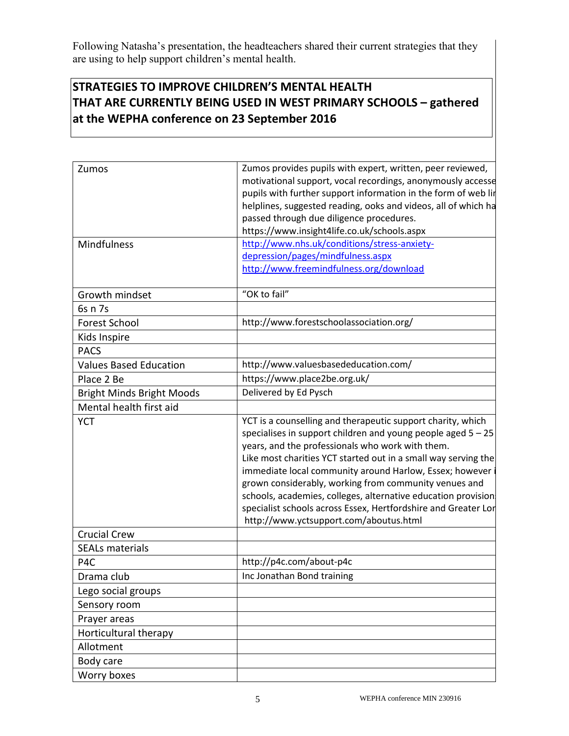Following Natasha's presentation, the headteachers shared their current strategies that they are using to help support children's mental health.

## STRATEGIES TO IMPROVE CHILDREN'S MENTAL HEALTH THAT ARE CURRENTLY BEING USED IN WEST PRIMARY SCHOOLS – gathered at the WEPHA conference on 23 September 2016

| | |
|---|---|
| Zumos | Zumos provides pupils with expert, written, peer reviewed, motivational support, vocal recordings, anonymously accesse pupils with further support information in the form of web lir helplines, suggested reading, ooks and videos, all of which ha passed through due diligence procedures. https://www.insight4life.co.uk/schools.aspx |
| Mindfulness | http://www.nhs.uk/conditions/stress-anxiety-depression/pages/mindfulness.aspx http://www.freemindfulness.org/download |
| Growth mindset | "OK to fail" |
| 6s n 7s | |
| Forest School | http://www.forestschoolassociation.org/ |
| Kids Inspire | |
| PACS | |
| Values Based Education | http://www.valuesbasededucation.com/ |
| Place 2 Be | https://www.place2be.org.uk/ |
| Bright Minds Bright Moods | Delivered by Ed Pysch |
| Mental health first aid | |
| YCT | YCT is a counselling and therapeutic support charity, which specialises in support children and young people aged 5 – 25 years, and the professionals who work with them. Like most charities YCT started out in a small way serving the immediate local community around Harlow, Essex; however i grown considerably, working from community venues and schools, academies, colleges, alternative education provision specialist schools across Essex, Hertfordshire and Greater Lor http://www.yctsupport.com/aboutus.html |
| Crucial Crew | |
| SEALs materials | |
| P4C | http://p4c.com/about-p4c |
| Drama club | Inc Jonathan Bond training |
| Lego social groups | |
| Sensory room | |
| Prayer areas | |
| Horticultural therapy | |
| Allotment | |
| Body care | |
| Worry boxes | |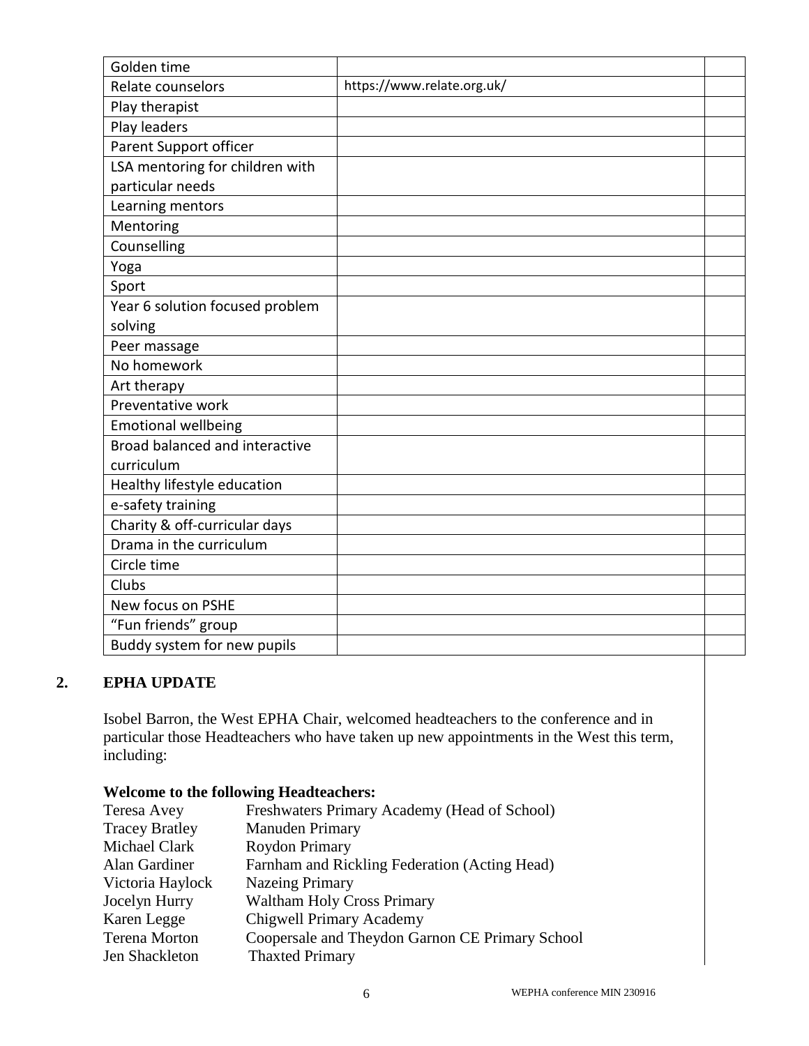| | | |
|---|---|---|
| Golden time | | |
| Relate counselors | https://www.relate.org.uk/ | |
| Play therapist | | |
| Play leaders | | |
| Parent Support officer | | |
| LSA mentoring for children with particular needs | | |
| Learning mentors | | |
| Mentoring | | |
| Counselling | | |
| Yoga | | |
| Sport | | |
| Year 6 solution focused problem solving | | |
| Peer massage | | |
| No homework | | |
| Art therapy | | |
| Preventative work | | |
| Emotional wellbeing | | |
| Broad balanced and interactive curriculum | | |
| Healthy lifestyle education | | |
| e-safety training | | |
| Charity & off-curricular days | | |
| Drama in the curriculum | | |
| Circle time | | |
| Clubs | | |
| New focus on PSHE | | |
| "Fun friends" group | | |
| Buddy system for new pupils | | |

## 2. EPHA UPDATE

Isobel Barron, the West EPHA Chair, welcomed headteachers to the conference and in particular those Headteachers who have taken up new appointments in the West this term, including:

**Welcome to the following Headteachers:**

| | |
|---|---|
| Teresa Avey | Freshwaters Primary Academy (Head of School) |
| Tracey Bratley | Manuden Primary |
| Michael Clark | Roydon Primary |
| Alan Gardiner | Farnham and Rickling Federation (Acting Head) |
| Victoria Haylock | Nazeing Primary |
| Jocelyn Hurry | Waltham Holy Cross Primary |
| Karen Legge | Chigwell Primary Academy |
| Terena Morton | Coopersale and Theydon Garnon CE Primary School |
| Jen Shackleton | Thaxted Primary |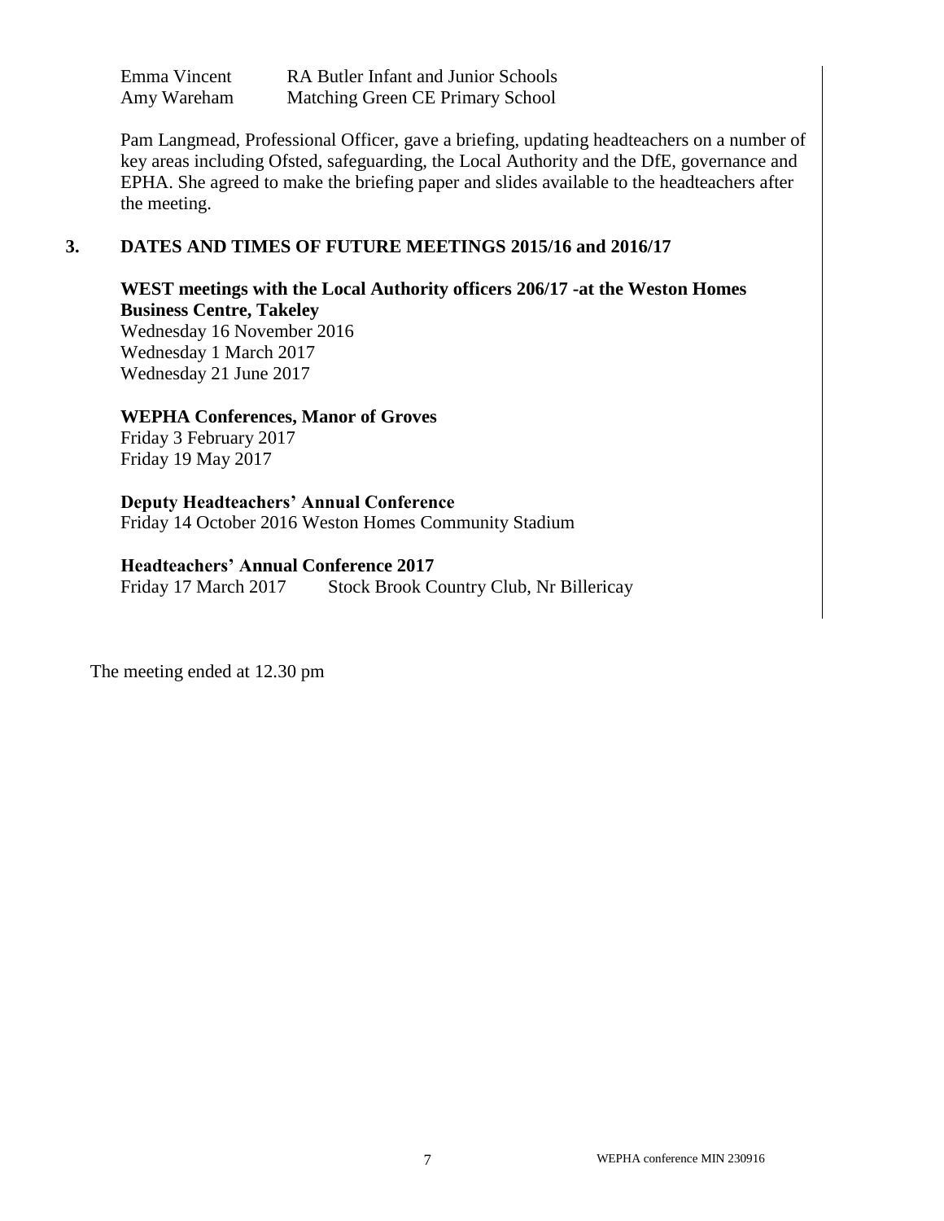| | |
|---|---|
| Emma Vincent | RA Butler Infant and Junior Schools |
| Amy Wareham | Matching Green CE Primary School |

Pam Langmead, Professional Officer, gave a briefing, updating headteachers on a number of key areas including Ofsted, safeguarding, the Local Authority and the DfE, governance and EPHA. She agreed to make the briefing paper and slides available to the headteachers after the meeting.

## 3. DATES AND TIMES OF FUTURE MEETINGS 2015/16 and 2016/17

**WEST meetings with the Local Authority officers 206/17 -at the Weston Homes Business Centre, Takeley**

Wednesday 16 November 2016
Wednesday 1 March 2017
Wednesday 21 June 2017

**WEPHA Conferences, Manor of Groves**

Friday 3 February 2017
Friday 19 May 2017

**Deputy Headteachers' Annual Conference**

Friday 14 October 2016 Weston Homes Community Stadium

**Headteachers' Annual Conference 2017**

Friday 17 March 2017 Stock Brook Country Club, Nr Billericay

The meeting ended at 12.30 pm